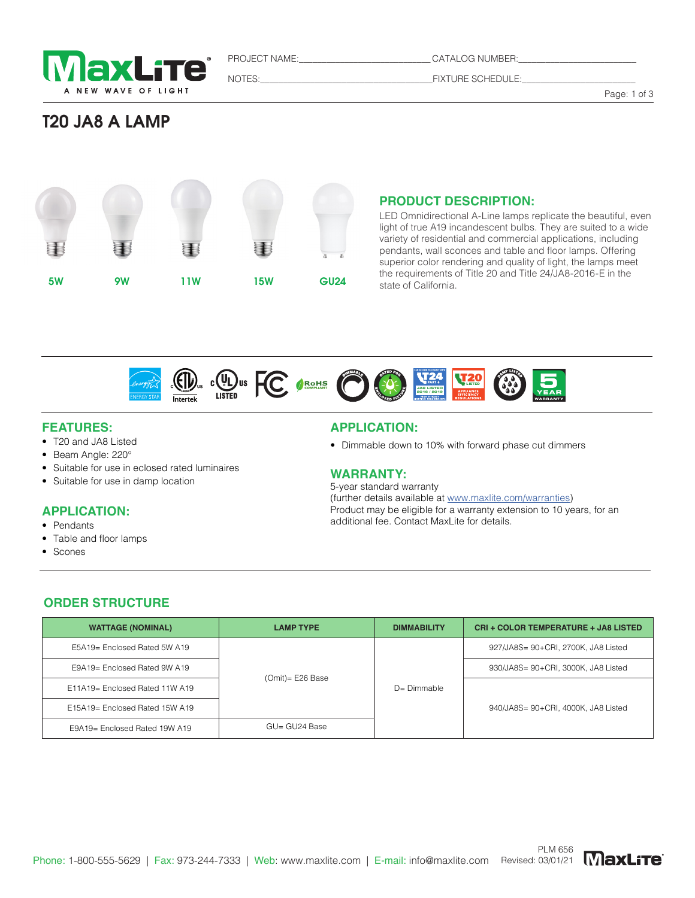PROJECT NAME:_________________________ CATALOG NUMBER:_______________________

NOTES:_________________________________ FIXTURE SCHEDULE:_______________________

# T20 JA8 A LAMP

5W 9W 11W 15W GU24

## PRODUCT DESCRIPTION:

LED Omnidirectional A-Line lamps replicate the beautiful, even light of true A19 incandescent bulbs. They are suited to a wide variety of residential and commercial applications, including pendants, wall sconces and table and floor lamps. Offering superior color rendering and quality of light, the lamps meet the requirements of Title 20 and Title 24/JA8-2016-E in the state of California.

## FEATURES:

- T20 and JA8 Listed
- Beam Angle: 220°
- Suitable for use in eclosed rated luminaires
- Suitable for use in damp location

## APPLICATION:

- Pendants
- Table and floor lamps
- Scones

## APPLICATION:

- Dimmable down to 10% with forward phase cut dimmers

## WARRANTY:

5-year standard warranty
(further details available at www.maxlite.com/warranties)
Product may be eligible for a warranty extension to 10 years, for an additional fee. Contact MaxLite for details.

## ORDER STRUCTURE

| WATTAGE (NOMINAL) | LAMP TYPE | DIMMABILITY | CRI + COLOR TEMPERATURE + JA8 LISTED |
|---|---|---|---|
| E5A19= Enclosed Rated 5W A19 | (Omit)= E26 Base | D= Dimmable | 927/JA8S= 90+CRI, 2700K, JA8 Listed |
| E9A19= Enclosed Rated 9W A19 | | | 930/JA8S= 90+CRI, 3000K, JA8 Listed |
| E11A19= Enclosed Rated 11W A19 | | | 940/JA8S= 90+CRI, 4000K, JA8 Listed |
| E15A19= Enclosed Rated 15W A19 | | | |
| E9A19= Enclosed Rated 19W A19 | GU= GU24 Base | | |

Phone: 1-800-555-5629 | Fax: 973-244-7333 | Web: www.maxlite.com | E-mail: info@maxlite.com

PLM 656
Revised: 03/01/21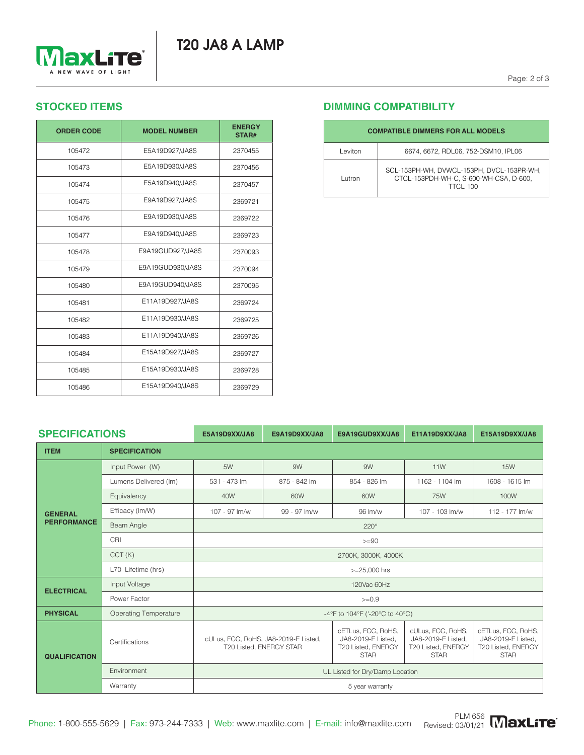# T20 JA8 A LAMP

## STOCKED ITEMS

| ORDER CODE | MODEL NUMBER | ENERGY STAR# |
|---|---|---|
| 105472 | E5A19D927/JA8S | 2370455 |
| 105473 | E5A19D930/JA8S | 2370456 |
| 105474 | E5A19D940/JA8S | 2370457 |
| 105475 | E9A19D927/JA8S | 2369721 |
| 105476 | E9A19D930/JA8S | 2369722 |
| 105477 | E9A19D940/JA8S | 2369723 |
| 105478 | E9A19GUD927/JA8S | 2370093 |
| 105479 | E9A19GUD930/JA8S | 2370094 |
| 105480 | E9A19GUD940/JA8S | 2370095 |
| 105481 | E11A19D927/JA8S | 2369724 |
| 105482 | E11A19D930/JA8S | 2369725 |
| 105483 | E11A19D940/JA8S | 2369726 |
| 105484 | E15A19D927/JA8S | 2369727 |
| 105485 | E15A19D930/JA8S | 2369728 |
| 105486 | E15A19D940/JA8S | 2369729 |

## DIMMING COMPATIBILITY

| COMPATIBLE DIMMERS FOR ALL MODELS | |
|---|---|
| Leviton | 6674, 6672, RDL06, 752-DSM10, IPL06 |
| Lutron | SCL-153PH-WH, DVWCL-153PH, DVCL-153PR-WH, CTCL-153PDH-WH-C, S-600-WH-CSA, D-600, TTCL-100 |

## SPECIFICATIONS

| ITEM | SPECIFICATION | E5A19D9XX/JA8 | E9A19D9XX/JA8 | E9A19GUD9XX/JA8 | E11A19D9XX/JA8 | E15A19D9XX/JA8 |
|---|---|---|---|---|---|---|
| GENERAL PERFORMANCE | Input Power (W) | 5W | 9W | 9W | 11W | 15W |
| | Lumens Delivered (lm) | 531 - 473 lm | 875 - 842 lm | 854 - 826 lm | 1162 - 1104 lm | 1608 - 1615 lm |
| | Equivalency | 40W | 60W | 60W | 75W | 100W |
| | Efficacy (lm/W) | 107 - 97 lm/w | 99 - 97 lm/w | 96 lm/w | 107 - 103 lm/w | 112 - 177 lm/w |
| | Beam Angle | 220° | | | | |
| | CRI | >=90 | | | | |
| | CCT (K) | 2700K, 3000K, 4000K | | | | |
| | L70 Lifetime (hrs) | >=25,000 hrs | | | | |
| ELECTRICAL | Input Voltage | 120Vac 60Hz | | | | |
| | Power Factor | >=0.9 | | | | |
| PHYSICAL | Operating Temperature | -4°F to 104°F ('-20°C to 40°C) | | | | |
| QUALIFICATION | Certifications | cULus, FCC, RoHS, JA8-2019-E Listed, T20 Listed, ENERGY STAR | | cETLus, FCC, RoHS, JA8-2019-E Listed, T20 Listed, ENERGY STAR | cULus, FCC, RoHS, JA8-2019-E Listed, T20 Listed, ENERGY STAR | cETLus, FCC, RoHS, JA8-2019-E Listed, T20 Listed, ENERGY STAR |
| | Environment | UL Listed for Dry/Damp Location | | | | |
| | Warranty | 5 year warranty | | | | |

Phone: 1-800-555-5629 | Fax: 973-244-7333 | Web: www.maxlite.com | E-mail: info@maxlite.com

PLM 656
Revised: 03/01/21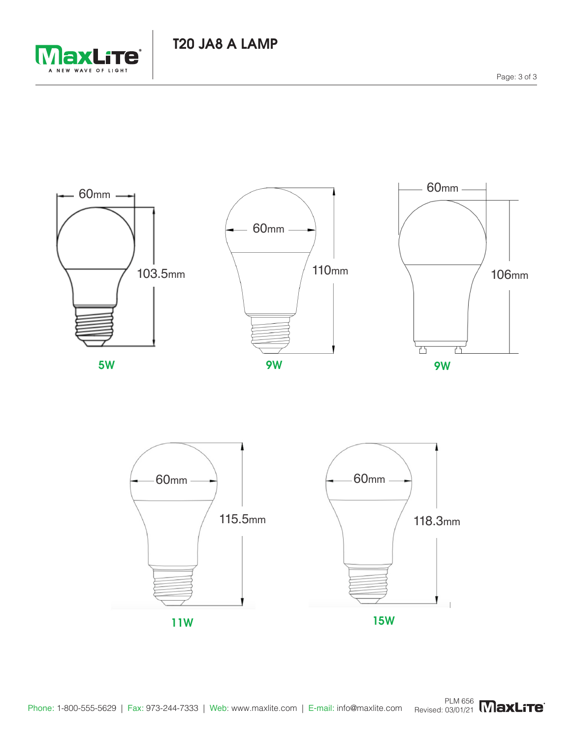60mm

103.5mm

5W

60mm

110mm

9W

60mm

106mm

9W

60mm

115.5mm

11W

60mm

118.3mm

15W

Phone: 1-800-555-5629 | Fax: 973-244-7333 | Web: www.maxlite.com | E-mail: info@maxlite.com

PLM 656
Revised: 03/01/21